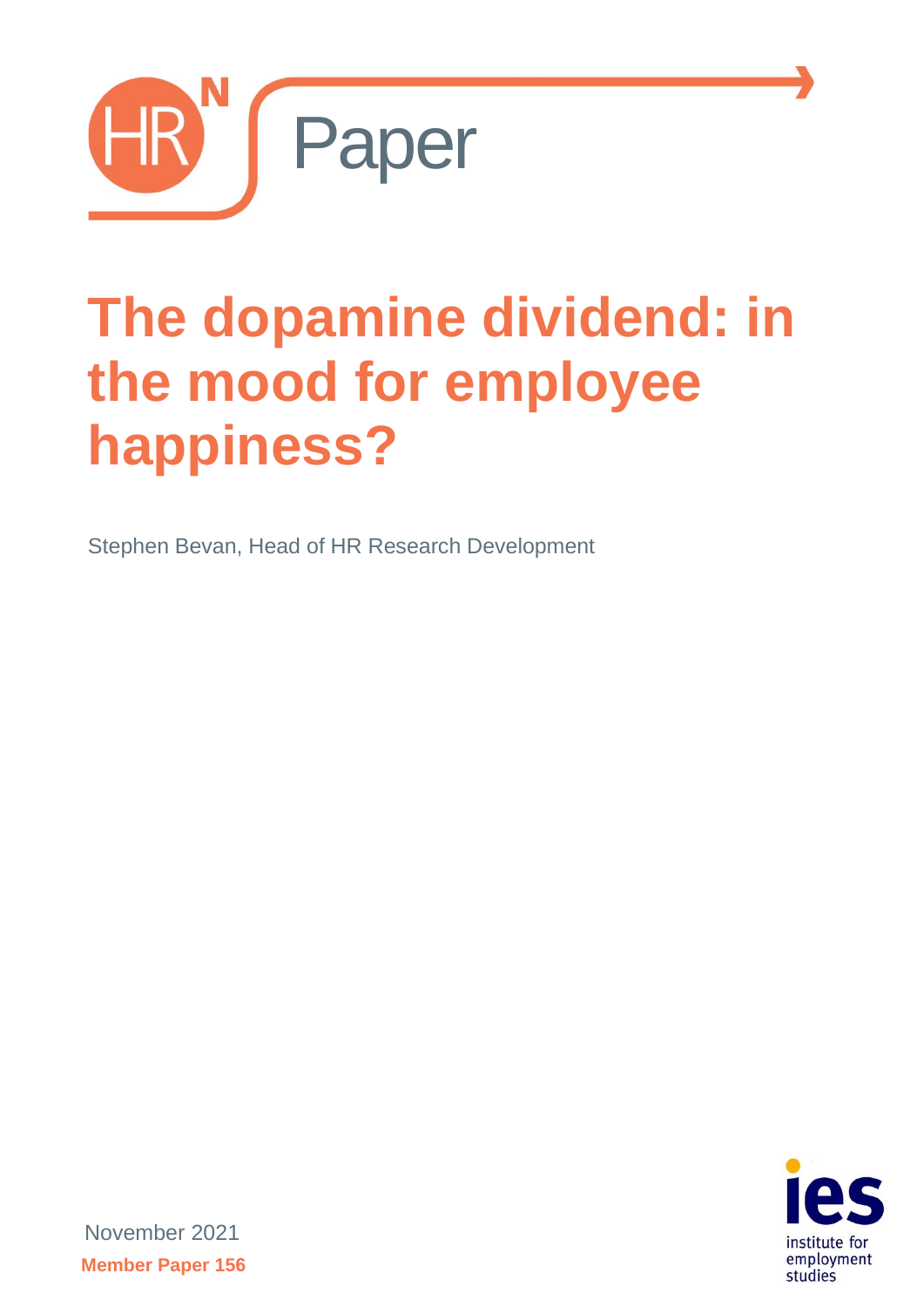HR[N] Paper

# The dopamine dividend: in the mood for employee happiness?

Stephen Bevan, Head of HR Research Development

November 2021

**Member Paper 156**

ies institute for employment studies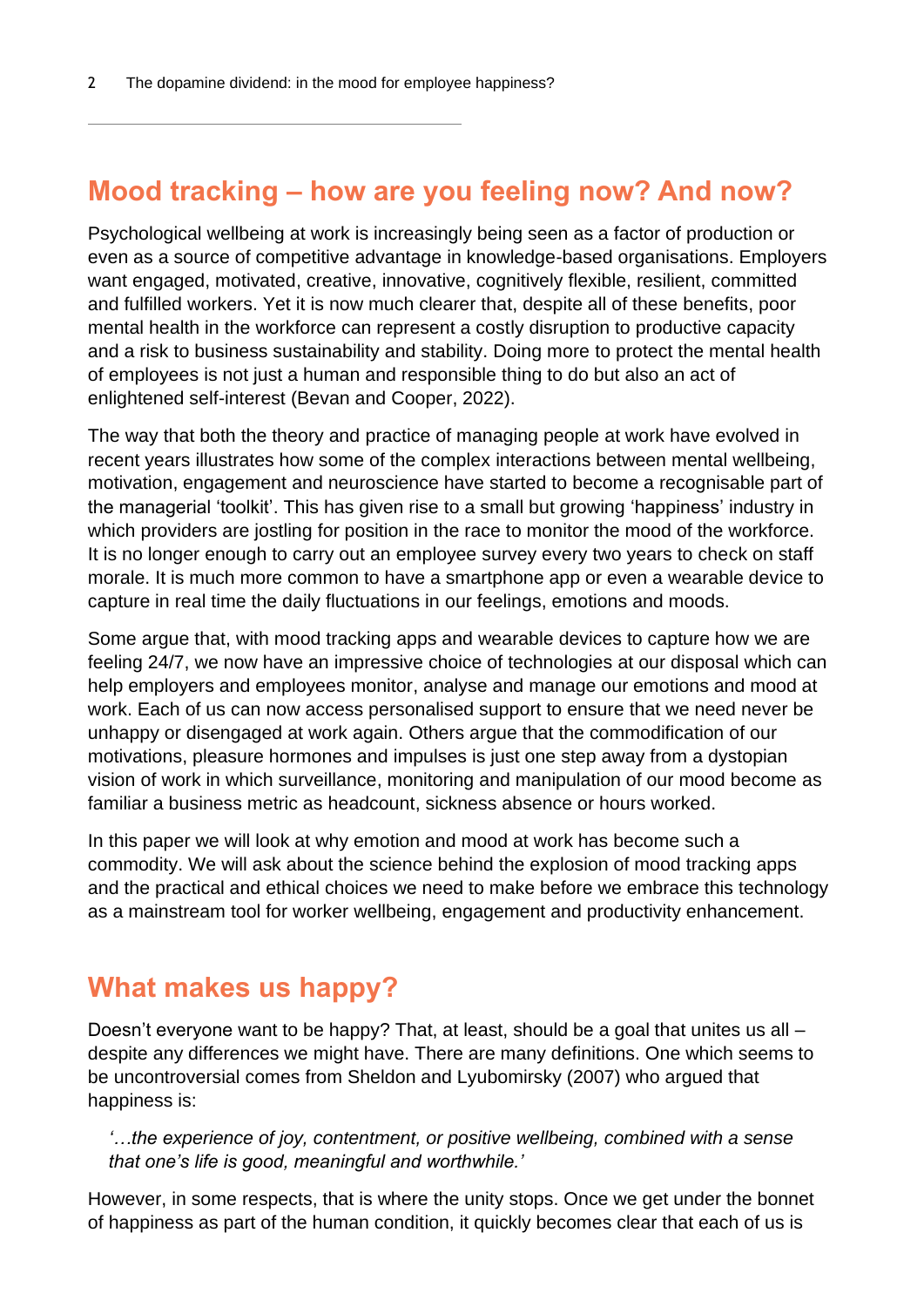## Mood tracking – how are you feeling now? And now?

Psychological wellbeing at work is increasingly being seen as a factor of production or even as a source of competitive advantage in knowledge-based organisations. Employers want engaged, motivated, creative, innovative, cognitively flexible, resilient, committed and fulfilled workers. Yet it is now much clearer that, despite all of these benefits, poor mental health in the workforce can represent a costly disruption to productive capacity and a risk to business sustainability and stability. Doing more to protect the mental health of employees is not just a human and responsible thing to do but also an act of enlightened self-interest (Bevan and Cooper, 2022).

The way that both the theory and practice of managing people at work have evolved in recent years illustrates how some of the complex interactions between mental wellbeing, motivation, engagement and neuroscience have started to become a recognisable part of the managerial 'toolkit'. This has given rise to a small but growing 'happiness' industry in which providers are jostling for position in the race to monitor the mood of the workforce. It is no longer enough to carry out an employee survey every two years to check on staff morale. It is much more common to have a smartphone app or even a wearable device to capture in real time the daily fluctuations in our feelings, emotions and moods.

Some argue that, with mood tracking apps and wearable devices to capture how we are feeling 24/7, we now have an impressive choice of technologies at our disposal which can help employers and employees monitor, analyse and manage our emotions and mood at work. Each of us can now access personalised support to ensure that we need never be unhappy or disengaged at work again. Others argue that the commodification of our motivations, pleasure hormones and impulses is just one step away from a dystopian vision of work in which surveillance, monitoring and manipulation of our mood become as familiar a business metric as headcount, sickness absence or hours worked.

In this paper we will look at why emotion and mood at work has become such a commodity. We will ask about the science behind the explosion of mood tracking apps and the practical and ethical choices we need to make before we embrace this technology as a mainstream tool for worker wellbeing, engagement and productivity enhancement.

## What makes us happy?

Doesn't everyone want to be happy? That, at least, should be a goal that unites us all – despite any differences we might have. There are many definitions. One which seems to be uncontroversial comes from Sheldon and Lyubomirsky (2007) who argued that happiness is:

> *'…the experience of joy, contentment, or positive wellbeing, combined with a sense that one's life is good, meaningful and worthwhile.'*

However, in some respects, that is where the unity stops. Once we get under the bonnet of happiness as part of the human condition, it quickly becomes clear that each of us is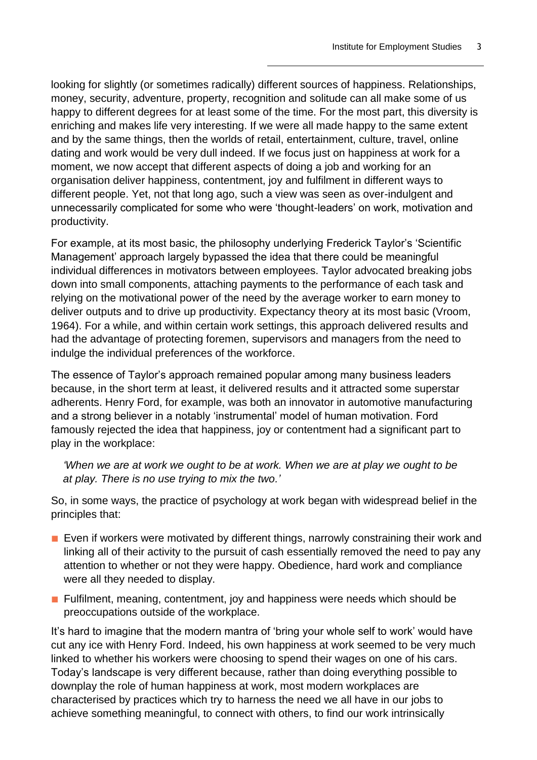looking for slightly (or sometimes radically) different sources of happiness. Relationships, money, security, adventure, property, recognition and solitude can all make some of us happy to different degrees for at least some of the time. For the most part, this diversity is enriching and makes life very interesting. If we were all made happy to the same extent and by the same things, then the worlds of retail, entertainment, culture, travel, online dating and work would be very dull indeed. If we focus just on happiness at work for a moment, we now accept that different aspects of doing a job and working for an organisation deliver happiness, contentment, joy and fulfilment in different ways to different people. Yet, not that long ago, such a view was seen as over-indulgent and unnecessarily complicated for some who were 'thought-leaders' on work, motivation and productivity.

For example, at its most basic, the philosophy underlying Frederick Taylor's 'Scientific Management' approach largely bypassed the idea that there could be meaningful individual differences in motivators between employees. Taylor advocated breaking jobs down into small components, attaching payments to the performance of each task and relying on the motivational power of the need by the average worker to earn money to deliver outputs and to drive up productivity. Expectancy theory at its most basic (Vroom, 1964). For a while, and within certain work settings, this approach delivered results and had the advantage of protecting foremen, supervisors and managers from the need to indulge the individual preferences of the workforce.

The essence of Taylor's approach remained popular among many business leaders because, in the short term at least, it delivered results and it attracted some superstar adherents. Henry Ford, for example, was both an innovator in automotive manufacturing and a strong believer in a notably 'instrumental' model of human motivation. Ford famously rejected the idea that happiness, joy or contentment had a significant part to play in the workplace:

> *'When we are at work we ought to be at work. When we are at play we ought to be at play. There is no use trying to mix the two.'*

So, in some ways, the practice of psychology at work began with widespread belief in the principles that:

- Even if workers were motivated by different things, narrowly constraining their work and linking all of their activity to the pursuit of cash essentially removed the need to pay any attention to whether or not they were happy. Obedience, hard work and compliance were all they needed to display.
- Fulfilment, meaning, contentment, joy and happiness were needs which should be preoccupations outside of the workplace.

It's hard to imagine that the modern mantra of 'bring your whole self to work' would have cut any ice with Henry Ford. Indeed, his own happiness at work seemed to be very much linked to whether his workers were choosing to spend their wages on one of his cars. Today's landscape is very different because, rather than doing everything possible to downplay the role of human happiness at work, most modern workplaces are characterised by practices which try to harness the need we all have in our jobs to achieve something meaningful, to connect with others, to find our work intrinsically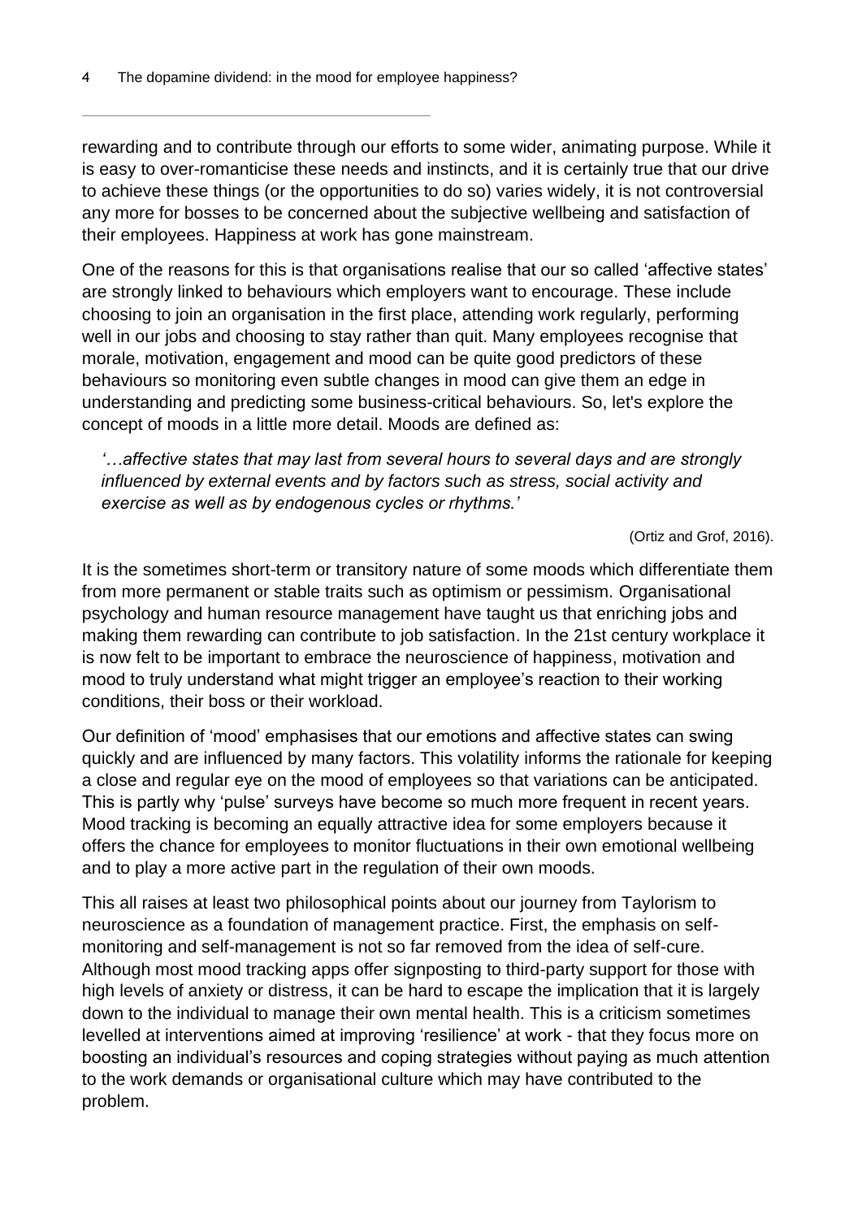rewarding and to contribute through our efforts to some wider, animating purpose. While it is easy to over-romanticise these needs and instincts, and it is certainly true that our drive to achieve these things (or the opportunities to do so) varies widely, it is not controversial any more for bosses to be concerned about the subjective wellbeing and satisfaction of their employees. Happiness at work has gone mainstream.

One of the reasons for this is that organisations realise that our so called 'affective states' are strongly linked to behaviours which employers want to encourage. These include choosing to join an organisation in the first place, attending work regularly, performing well in our jobs and choosing to stay rather than quit. Many employees recognise that morale, motivation, engagement and mood can be quite good predictors of these behaviours so monitoring even subtle changes in mood can give them an edge in understanding and predicting some business-critical behaviours. So, let's explore the concept of moods in a little more detail. Moods are defined as:

> *'…affective states that may last from several hours to several days and are strongly influenced by external events and by factors such as stress, social activity and exercise as well as by endogenous cycles or rhythms.'*
>
> (Ortiz and Grof, 2016).

It is the sometimes short-term or transitory nature of some moods which differentiate them from more permanent or stable traits such as optimism or pessimism. Organisational psychology and human resource management have taught us that enriching jobs and making them rewarding can contribute to job satisfaction. In the 21st century workplace it is now felt to be important to embrace the neuroscience of happiness, motivation and mood to truly understand what might trigger an employee's reaction to their working conditions, their boss or their workload.

Our definition of 'mood' emphasises that our emotions and affective states can swing quickly and are influenced by many factors. This volatility informs the rationale for keeping a close and regular eye on the mood of employees so that variations can be anticipated. This is partly why 'pulse' surveys have become so much more frequent in recent years. Mood tracking is becoming an equally attractive idea for some employers because it offers the chance for employees to monitor fluctuations in their own emotional wellbeing and to play a more active part in the regulation of their own moods.

This all raises at least two philosophical points about our journey from Taylorism to neuroscience as a foundation of management practice. First, the emphasis on self-monitoring and self-management is not so far removed from the idea of self-cure. Although most mood tracking apps offer signposting to third-party support for those with high levels of anxiety or distress, it can be hard to escape the implication that it is largely down to the individual to manage their own mental health. This is a criticism sometimes levelled at interventions aimed at improving 'resilience' at work - that they focus more on boosting an individual's resources and coping strategies without paying as much attention to the work demands or organisational culture which may have contributed to the problem.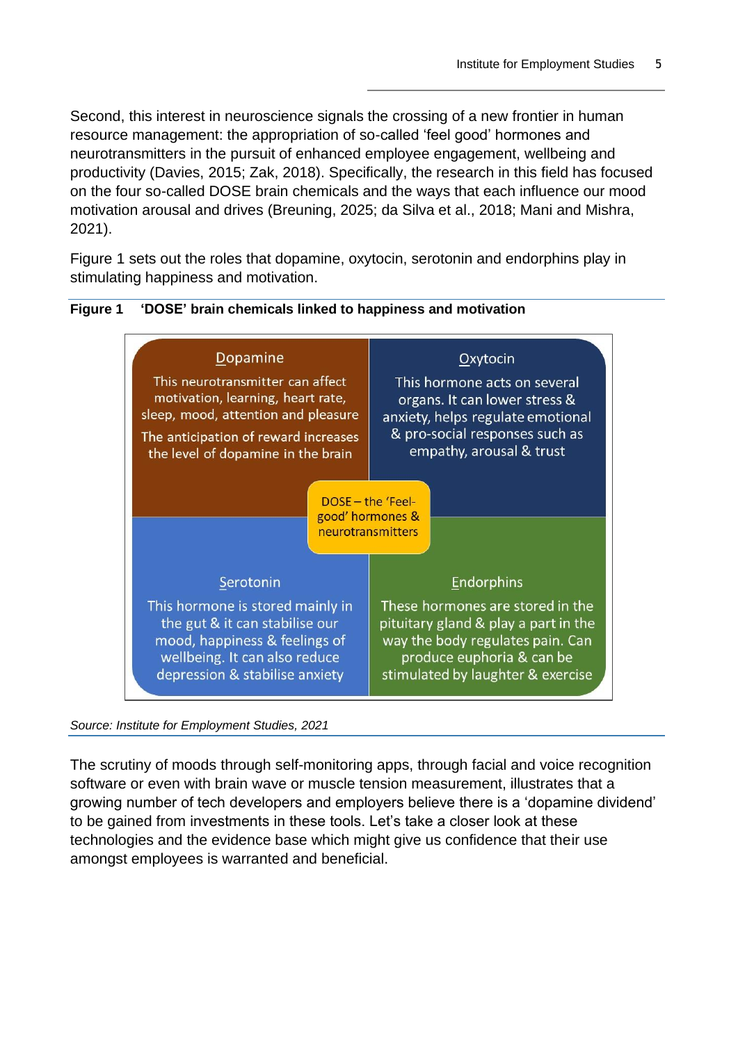Second, this interest in neuroscience signals the crossing of a new frontier in human resource management: the appropriation of so-called 'feel good' hormones and neurotransmitters in the pursuit of enhanced employee engagement, wellbeing and productivity (Davies, 2015; Zak, 2018). Specifically, the research in this field has focused on the four so-called DOSE brain chemicals and the ways that each influence our mood motivation arousal and drives (Breuning, 2025; da Silva et al., 2018; Mani and Mishra, 2021).

Figure 1 sets out the roles that dopamine, oxytocin, serotonin and endorphins play in stimulating happiness and motivation.

**Figure 1 'DOSE' brain chemicals linked to happiness and motivation**

DOSE – the 'Feel-good' hormones & neurotransmitters

**Dopamine**

This neurotransmitter can affect motivation, learning, heart rate, sleep, mood, attention and pleasure

The anticipation of reward increases the level of dopamine in the brain

**Oxytocin**

This hormone acts on several organs. It can lower stress & anxiety, helps regulate emotional & pro-social responses such as empathy, arousal & trust

**Serotonin**

This hormone is stored mainly in the gut & it can stabilise our mood, happiness & feelings of wellbeing. It can also reduce depression & stabilise anxiety

**Endorphins**

These hormones are stored in the pituitary gland & play a part in the way the body regulates pain. Can produce euphoria & can be stimulated by laughter & exercise

*Source: Institute for Employment Studies, 2021*

The scrutiny of moods through self-monitoring apps, through facial and voice recognition software or even with brain wave or muscle tension measurement, illustrates that a growing number of tech developers and employers believe there is a 'dopamine dividend' to be gained from investments in these tools. Let's take a closer look at these technologies and the evidence base which might give us confidence that their use amongst employees is warranted and beneficial.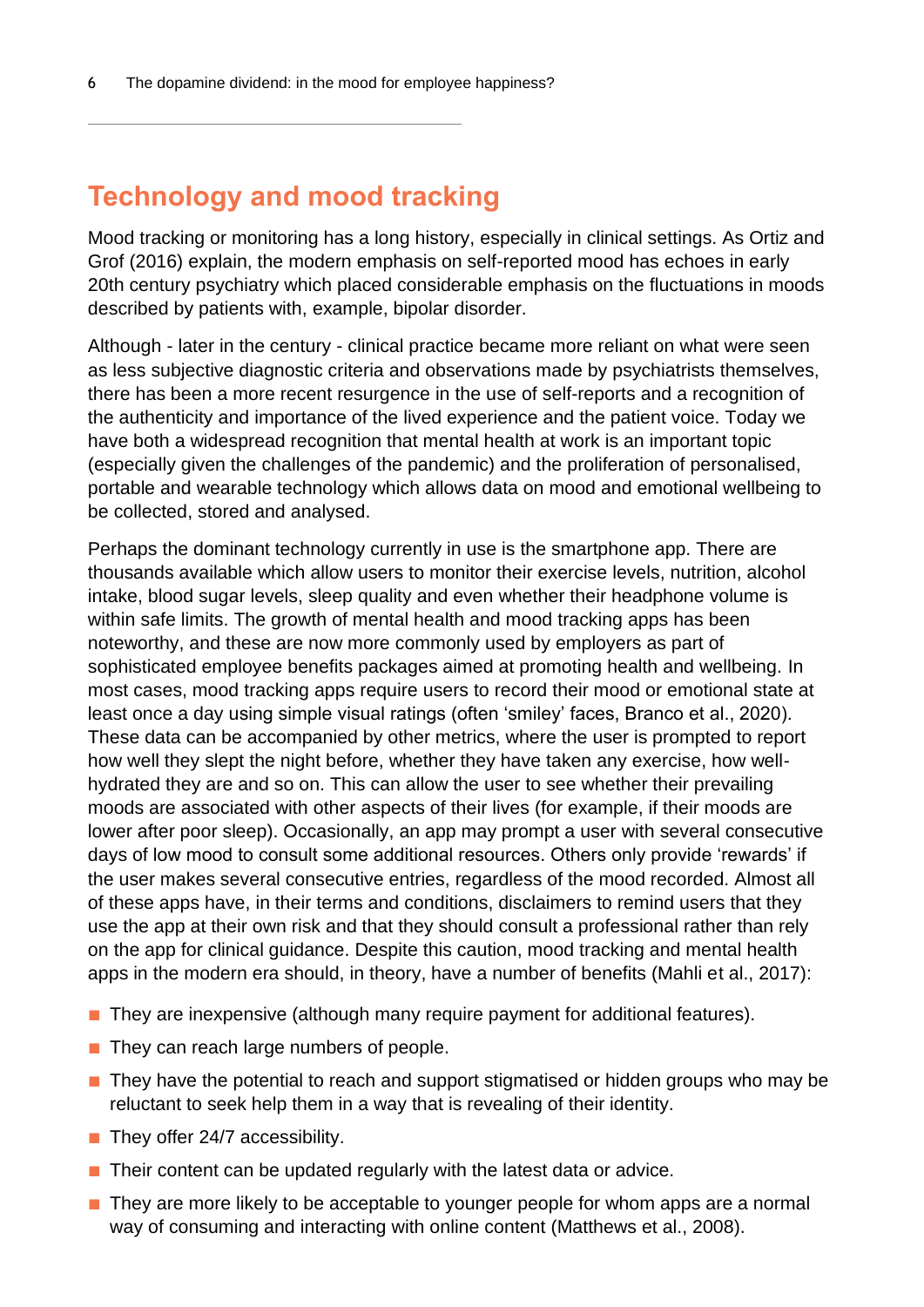## Technology and mood tracking

Mood tracking or monitoring has a long history, especially in clinical settings. As Ortiz and Grof (2016) explain, the modern emphasis on self-reported mood has echoes in early 20th century psychiatry which placed considerable emphasis on the fluctuations in moods described by patients with, example, bipolar disorder.

Although - later in the century - clinical practice became more reliant on what were seen as less subjective diagnostic criteria and observations made by psychiatrists themselves, there has been a more recent resurgence in the use of self-reports and a recognition of the authenticity and importance of the lived experience and the patient voice. Today we have both a widespread recognition that mental health at work is an important topic (especially given the challenges of the pandemic) and the proliferation of personalised, portable and wearable technology which allows data on mood and emotional wellbeing to be collected, stored and analysed.

Perhaps the dominant technology currently in use is the smartphone app. There are thousands available which allow users to monitor their exercise levels, nutrition, alcohol intake, blood sugar levels, sleep quality and even whether their headphone volume is within safe limits. The growth of mental health and mood tracking apps has been noteworthy, and these are now more commonly used by employers as part of sophisticated employee benefits packages aimed at promoting health and wellbeing. In most cases, mood tracking apps require users to record their mood or emotional state at least once a day using simple visual ratings (often 'smiley' faces, Branco et al., 2020). These data can be accompanied by other metrics, where the user is prompted to report how well they slept the night before, whether they have taken any exercise, how well-hydrated they are and so on. This can allow the user to see whether their prevailing moods are associated with other aspects of their lives (for example, if their moods are lower after poor sleep). Occasionally, an app may prompt a user with several consecutive days of low mood to consult some additional resources. Others only provide 'rewards' if the user makes several consecutive entries, regardless of the mood recorded. Almost all of these apps have, in their terms and conditions, disclaimers to remind users that they use the app at their own risk and that they should consult a professional rather than rely on the app for clinical guidance. Despite this caution, mood tracking and mental health apps in the modern era should, in theory, have a number of benefits (Mahli et al., 2017):

- They are inexpensive (although many require payment for additional features).
- They can reach large numbers of people.
- They have the potential to reach and support stigmatised or hidden groups who may be reluctant to seek help them in a way that is revealing of their identity.
- They offer 24/7 accessibility.
- Their content can be updated regularly with the latest data or advice.
- They are more likely to be acceptable to younger people for whom apps are a normal way of consuming and interacting with online content (Matthews et al., 2008).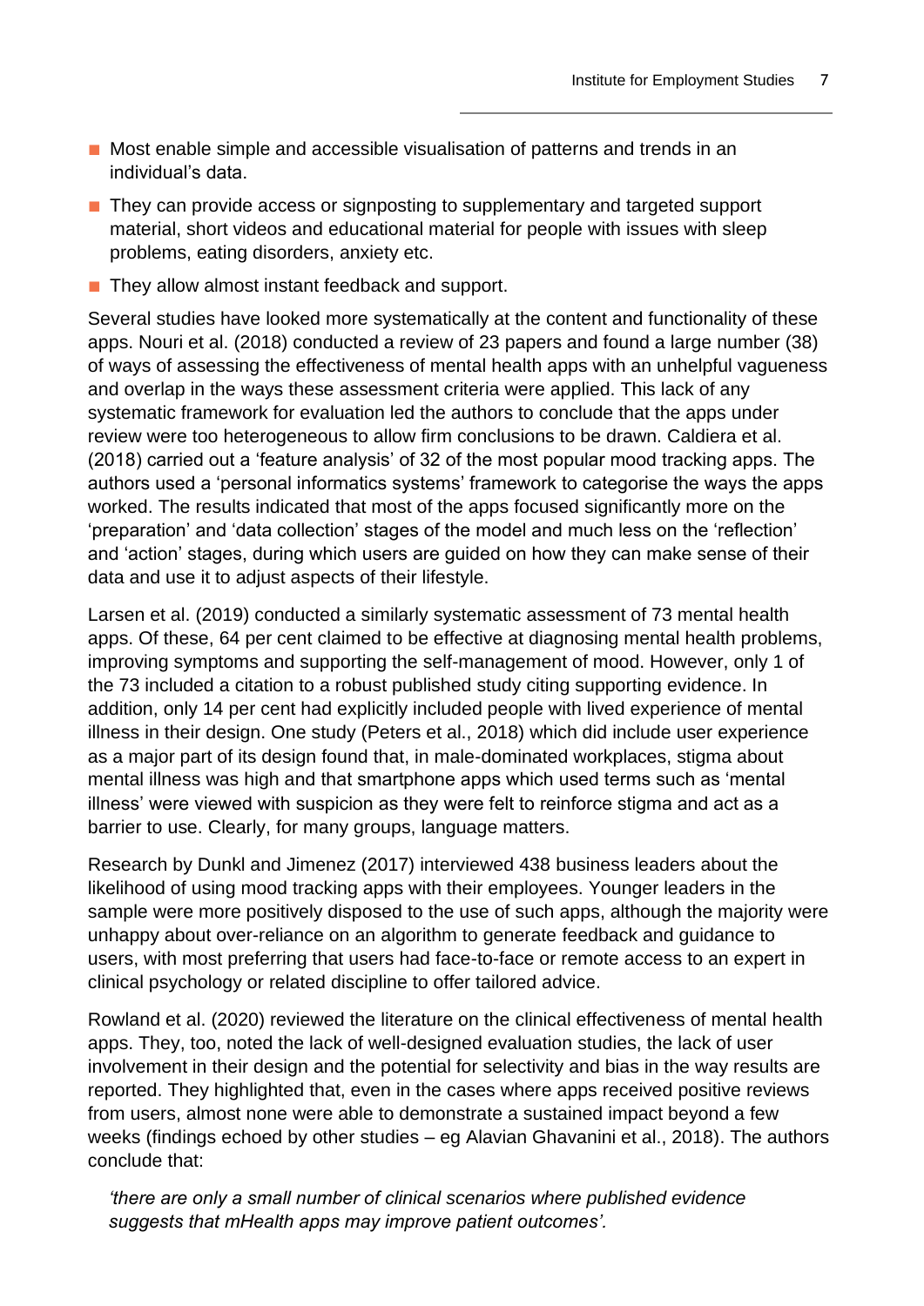- Most enable simple and accessible visualisation of patterns and trends in an individual's data.
- They can provide access or signposting to supplementary and targeted support material, short videos and educational material for people with issues with sleep problems, eating disorders, anxiety etc.
- They allow almost instant feedback and support.

Several studies have looked more systematically at the content and functionality of these apps. Nouri et al. (2018) conducted a review of 23 papers and found a large number (38) of ways of assessing the effectiveness of mental health apps with an unhelpful vagueness and overlap in the ways these assessment criteria were applied. This lack of any systematic framework for evaluation led the authors to conclude that the apps under review were too heterogeneous to allow firm conclusions to be drawn. Caldiera et al. (2018) carried out a 'feature analysis' of 32 of the most popular mood tracking apps. The authors used a 'personal informatics systems' framework to categorise the ways the apps worked. The results indicated that most of the apps focused significantly more on the 'preparation' and 'data collection' stages of the model and much less on the 'reflection' and 'action' stages, during which users are guided on how they can make sense of their data and use it to adjust aspects of their lifestyle.

Larsen et al. (2019) conducted a similarly systematic assessment of 73 mental health apps. Of these, 64 per cent claimed to be effective at diagnosing mental health problems, improving symptoms and supporting the self-management of mood. However, only 1 of the 73 included a citation to a robust published study citing supporting evidence. In addition, only 14 per cent had explicitly included people with lived experience of mental illness in their design. One study (Peters et al., 2018) which did include user experience as a major part of its design found that, in male-dominated workplaces, stigma about mental illness was high and that smartphone apps which used terms such as 'mental illness' were viewed with suspicion as they were felt to reinforce stigma and act as a barrier to use. Clearly, for many groups, language matters.

Research by Dunkl and Jimenez (2017) interviewed 438 business leaders about the likelihood of using mood tracking apps with their employees. Younger leaders in the sample were more positively disposed to the use of such apps, although the majority were unhappy about over-reliance on an algorithm to generate feedback and guidance to users, with most preferring that users had face-to-face or remote access to an expert in clinical psychology or related discipline to offer tailored advice.

Rowland et al. (2020) reviewed the literature on the clinical effectiveness of mental health apps. They, too, noted the lack of well-designed evaluation studies, the lack of user involvement in their design and the potential for selectivity and bias in the way results are reported. They highlighted that, even in the cases where apps received positive reviews from users, almost none were able to demonstrate a sustained impact beyond a few weeks (findings echoed by other studies – eg Alavian Ghavanini et al., 2018). The authors conclude that:

> *'there are only a small number of clinical scenarios where published evidence suggests that mHealth apps may improve patient outcomes'.*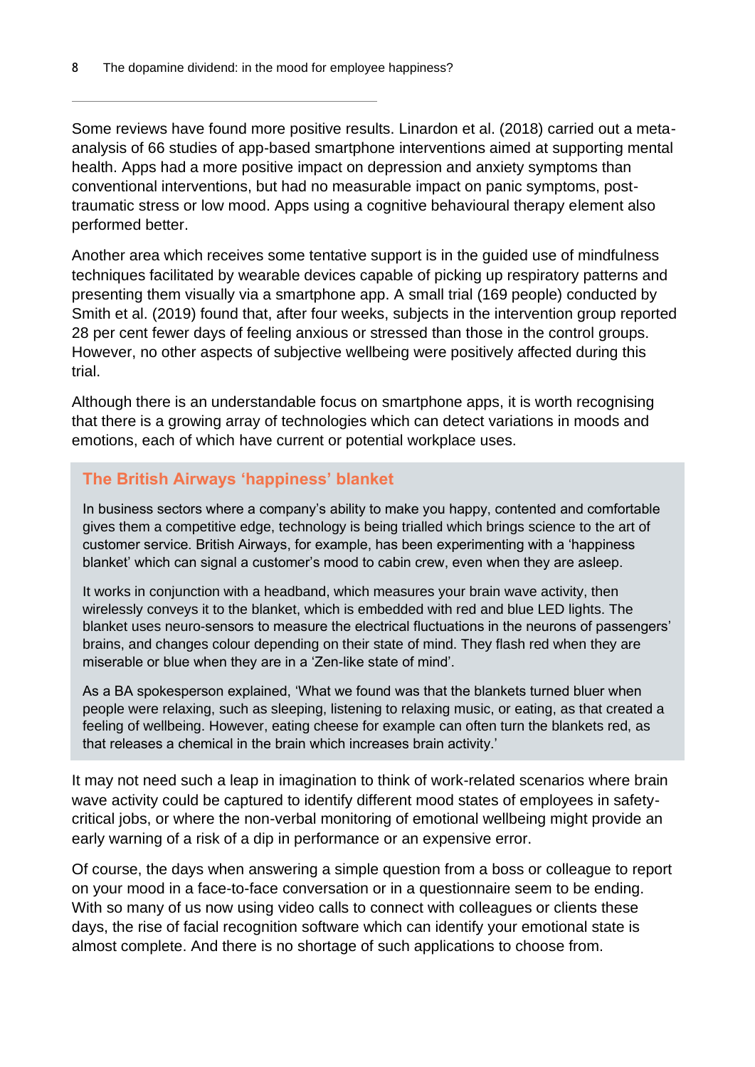Some reviews have found more positive results. Linardon et al. (2018) carried out a meta-analysis of 66 studies of app-based smartphone interventions aimed at supporting mental health. Apps had a more positive impact on depression and anxiety symptoms than conventional interventions, but had no measurable impact on panic symptoms, post-traumatic stress or low mood. Apps using a cognitive behavioural therapy element also performed better.

Another area which receives some tentative support is in the guided use of mindfulness techniques facilitated by wearable devices capable of picking up respiratory patterns and presenting them visually via a smartphone app. A small trial (169 people) conducted by Smith et al. (2019) found that, after four weeks, subjects in the intervention group reported 28 per cent fewer days of feeling anxious or stressed than those in the control groups. However, no other aspects of subjective wellbeing were positively affected during this trial.

Although there is an understandable focus on smartphone apps, it is worth recognising that there is a growing array of technologies which can detect variations in moods and emotions, each of which have current or potential workplace uses.

### The British Airways 'happiness' blanket

In business sectors where a company's ability to make you happy, contented and comfortable gives them a competitive edge, technology is being trialled which brings science to the art of customer service. British Airways, for example, has been experimenting with a 'happiness blanket' which can signal a customer's mood to cabin crew, even when they are asleep.

It works in conjunction with a headband, which measures your brain wave activity, then wirelessly conveys it to the blanket, which is embedded with red and blue LED lights. The blanket uses neuro-sensors to measure the electrical fluctuations in the neurons of passengers' brains, and changes colour depending on their state of mind. They flash red when they are miserable or blue when they are in a 'Zen-like state of mind'.

As a BA spokesperson explained, 'What we found was that the blankets turned bluer when people were relaxing, such as sleeping, listening to relaxing music, or eating, as that created a feeling of wellbeing. However, eating cheese for example can often turn the blankets red, as that releases a chemical in the brain which increases brain activity.'

It may not need such a leap in imagination to think of work-related scenarios where brain wave activity could be captured to identify different mood states of employees in safety-critical jobs, or where the non-verbal monitoring of emotional wellbeing might provide an early warning of a risk of a dip in performance or an expensive error.

Of course, the days when answering a simple question from a boss or colleague to report on your mood in a face-to-face conversation or in a questionnaire seem to be ending. With so many of us now using video calls to connect with colleagues or clients these days, the rise of facial recognition software which can identify your emotional state is almost complete. And there is no shortage of such applications to choose from.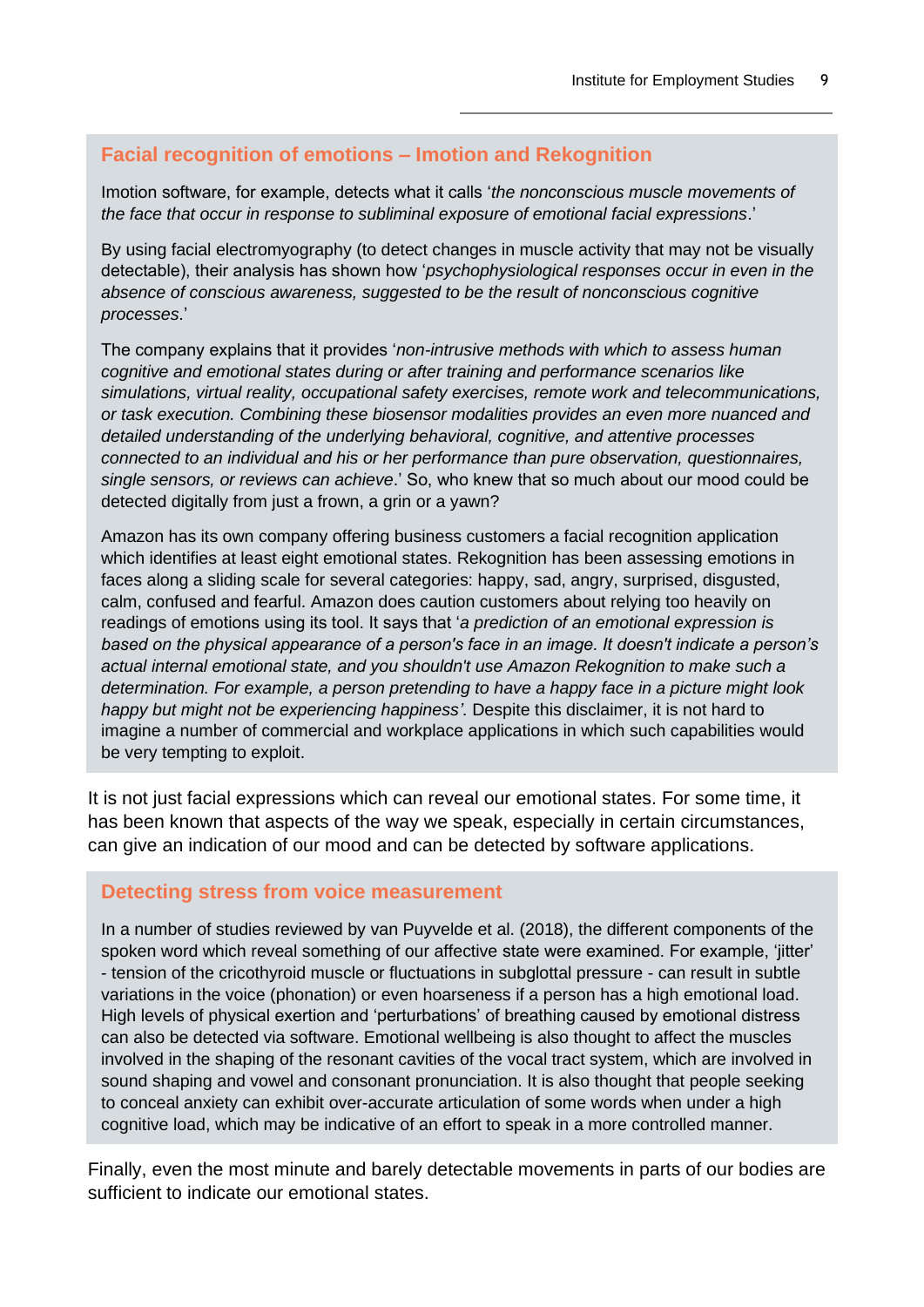### Facial recognition of emotions – Imotion and Rekognition

Imotion software, for example, detects what it calls '*the nonconscious muscle movements of the face that occur in response to subliminal exposure of emotional facial expressions*.'

By using facial electromyography (to detect changes in muscle activity that may not be visually detectable), their analysis has shown how '*psychophysiological responses occur in even in the absence of conscious awareness, suggested to be the result of nonconscious cognitive processes*.'

The company explains that it provides '*non-intrusive methods with which to assess human cognitive and emotional states during or after training and performance scenarios like simulations, virtual reality, occupational safety exercises, remote work and telecommunications, or task execution. Combining these biosensor modalities provides an even more nuanced and detailed understanding of the underlying behavioral, cognitive, and attentive processes connected to an individual and his or her performance than pure observation, questionnaires, single sensors, or reviews can achieve*.' So, who knew that so much about our mood could be detected digitally from just a frown, a grin or a yawn?

Amazon has its own company offering business customers a facial recognition application which identifies at least eight emotional states. Rekognition has been assessing emotions in faces along a sliding scale for several categories: happy, sad, angry, surprised, disgusted, calm, confused and fearful. Amazon does caution customers about relying too heavily on readings of emotions using its tool. It says that '*a prediction of an emotional expression is based on the physical appearance of a person's face in an image. It doesn't indicate a person's actual internal emotional state, and you shouldn't use Amazon Rekognition to make such a determination. For example, a person pretending to have a happy face in a picture might look happy but might not be experiencing happiness'*. Despite this disclaimer, it is not hard to imagine a number of commercial and workplace applications in which such capabilities would be very tempting to exploit.

It is not just facial expressions which can reveal our emotional states. For some time, it has been known that aspects of the way we speak, especially in certain circumstances, can give an indication of our mood and can be detected by software applications.

### Detecting stress from voice measurement

In a number of studies reviewed by van Puyvelde et al. (2018), the different components of the spoken word which reveal something of our affective state were examined. For example, 'jitter' - tension of the cricothyoid muscle or fluctuations in subglottal pressure - can result in subtle variations in the voice (phonation) or even hoarseness if a person has a high emotional load. High levels of physical exertion and 'perturbations' of breathing caused by emotional distress can also be detected via software. Emotional wellbeing is also thought to affect the muscles involved in the shaping of the resonant cavities of the vocal tract system, which are involved in sound shaping and vowel and consonant pronunciation. It is also thought that people seeking to conceal anxiety can exhibit over-accurate articulation of some words when under a high cognitive load, which may be indicative of an effort to speak in a more controlled manner.

Finally, even the most minute and barely detectable movements in parts of our bodies are sufficient to indicate our emotional states.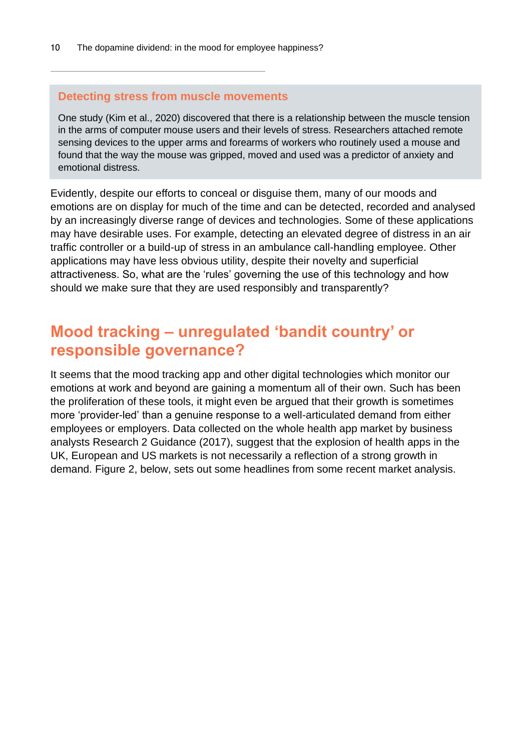### Detecting stress from muscle movements

One study (Kim et al., 2020) discovered that there is a relationship between the muscle tension in the arms of computer mouse users and their levels of stress. Researchers attached remote sensing devices to the upper arms and forearms of workers who routinely used a mouse and found that the way the mouse was gripped, moved and used was a predictor of anxiety and emotional distress.

Evidently, despite our efforts to conceal or disguise them, many of our moods and emotions are on display for much of the time and can be detected, recorded and analysed by an increasingly diverse range of devices and technologies. Some of these applications may have desirable uses. For example, detecting an elevated degree of distress in an air traffic controller or a build-up of stress in an ambulance call-handling employee. Other applications may have less obvious utility, despite their novelty and superficial attractiveness. So, what are the 'rules' governing the use of this technology and how should we make sure that they are used responsibly and transparently?

## Mood tracking – unregulated 'bandit country' or responsible governance?

It seems that the mood tracking app and other digital technologies which monitor our emotions at work and beyond are gaining a momentum all of their own. Such has been the proliferation of these tools, it might even be argued that their growth is sometimes more 'provider-led' than a genuine response to a well-articulated demand from either employees or employers. Data collected on the whole health app market by business analysts Research 2 Guidance (2017), suggest that the explosion of health apps in the UK, European and US markets is not necessarily a reflection of a strong growth in demand. Figure 2, below, sets out some headlines from some recent market analysis.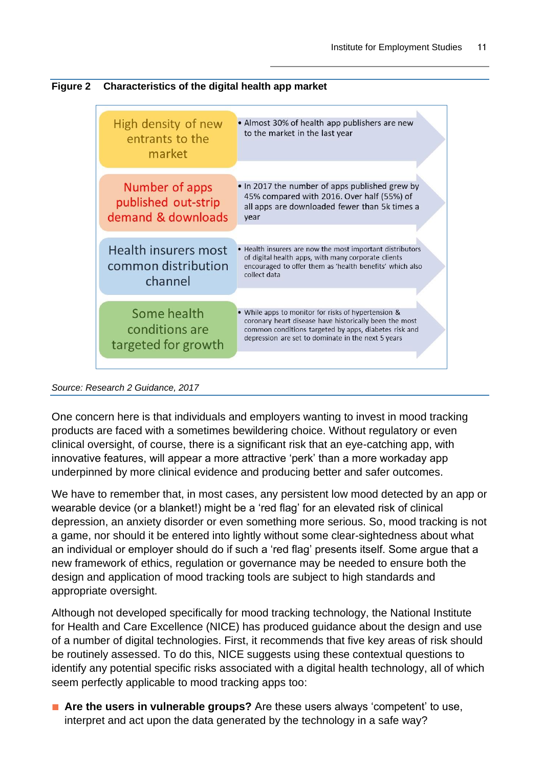**Figure 2 Characteristics of the digital health app market**

| | |
|---|---|
| High density of new entrants to the market | • Almost 30% of health app publishers are new to the market in the last year |
| Number of apps published out-strip demand & downloads | • In 2017 the number of apps published grew by 45% compared with 2016. Over half (55%) of all apps are downloaded fewer than 5k times a year |
| Health insurers most common distribution channel | • Health insurers are now the most important distributors of digital health apps, with many corporate clients encouraged to offer them as 'health benefits' which also collect data |
| Some health conditions are targeted for growth | • While apps to monitor for risks of hypertension & coronary heart disease have historically been the most common conditions targeted by apps, diabetes risk and depression are set to dominate in the next 5 years |

*Source: Research 2 Guidance, 2017*

One concern here is that individuals and employers wanting to invest in mood tracking products are faced with a sometimes bewildering choice. Without regulatory or even clinical oversight, of course, there is a significant risk that an eye-catching app, with innovative features, will appear a more attractive 'perk' than a more workaday app underpinned by more clinical evidence and producing better and safer outcomes.

We have to remember that, in most cases, any persistent low mood detected by an app or wearable device (or a blanket!) might be a 'red flag' for an elevated risk of clinical depression, an anxiety disorder or even something more serious. So, mood tracking is not a game, nor should it be entered into lightly without some clear-sightedness about what an individual or employer should do if such a 'red flag' presents itself. Some argue that a new framework of ethics, regulation or governance may be needed to ensure both the design and application of mood tracking tools are subject to high standards and appropriate oversight.

Although not developed specifically for mood tracking technology, the National Institute for Health and Care Excellence (NICE) has produced guidance about the design and use of a number of digital technologies. First, it recommends that five key areas of risk should be routinely assessed. To do this, NICE suggests using these contextual questions to identify any potential specific risks associated with a digital health technology, all of which seem perfectly applicable to mood tracking apps too:

- **Are the users in vulnerable groups?** Are these users always 'competent' to use, interpret and act upon the data generated by the technology in a safe way?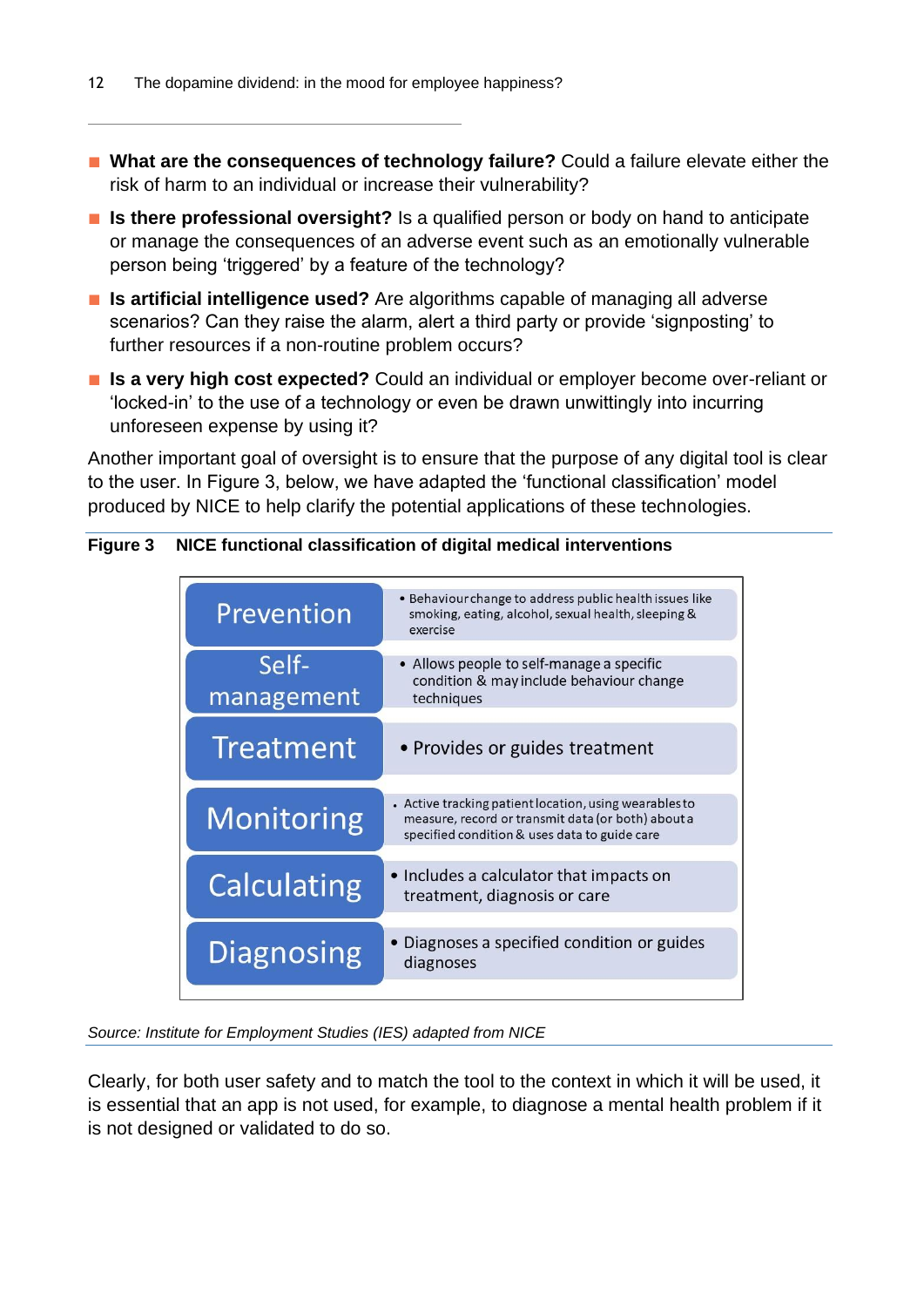- **What are the consequences of technology failure?** Could a failure elevate either the risk of harm to an individual or increase their vulnerability?
- **Is there professional oversight?** Is a qualified person or body on hand to anticipate or manage the consequences of an adverse event such as an emotionally vulnerable person being 'triggered' by a feature of the technology?
- **Is artificial intelligence used?** Are algorithms capable of managing all adverse scenarios? Can they raise the alarm, alert a third party or provide 'signposting' to further resources if a non-routine problem occurs?
- **Is a very high cost expected?** Could an individual or employer become over-reliant or 'locked-in' to the use of a technology or even be drawn unwittingly into incurring unforeseen expense by using it?

Another important goal of oversight is to ensure that the purpose of any digital tool is clear to the user. In Figure 3, below, we have adapted the 'functional classification' model produced by NICE to help clarify the potential applications of these technologies.

**Figure 3 NICE functional classification of digital medical interventions**

| Function | Description |
| --- | --- |
| Prevention | Behaviour change to address public health issues like smoking, eating, alcohol, sexual health, sleeping & exercise |
| Self-management | Allows people to self-manage a specific condition & may include behaviour change techniques |
| Treatment | Provides or guides treatment |
| Monitoring | Active tracking patient location, using wearables to measure, record or transmit data (or both) about a specified condition & uses data to guide care |
| Calculating | Includes a calculator that impacts on treatment, diagnosis or care |
| Diagnosing | Diagnoses a specified condition or guides diagnoses |

*Source: Institute for Employment Studies (IES) adapted from NICE*

Clearly, for both user safety and to match the tool to the context in which it will be used, it is essential that an app is not used, for example, to diagnose a mental health problem if it is not designed or validated to do so.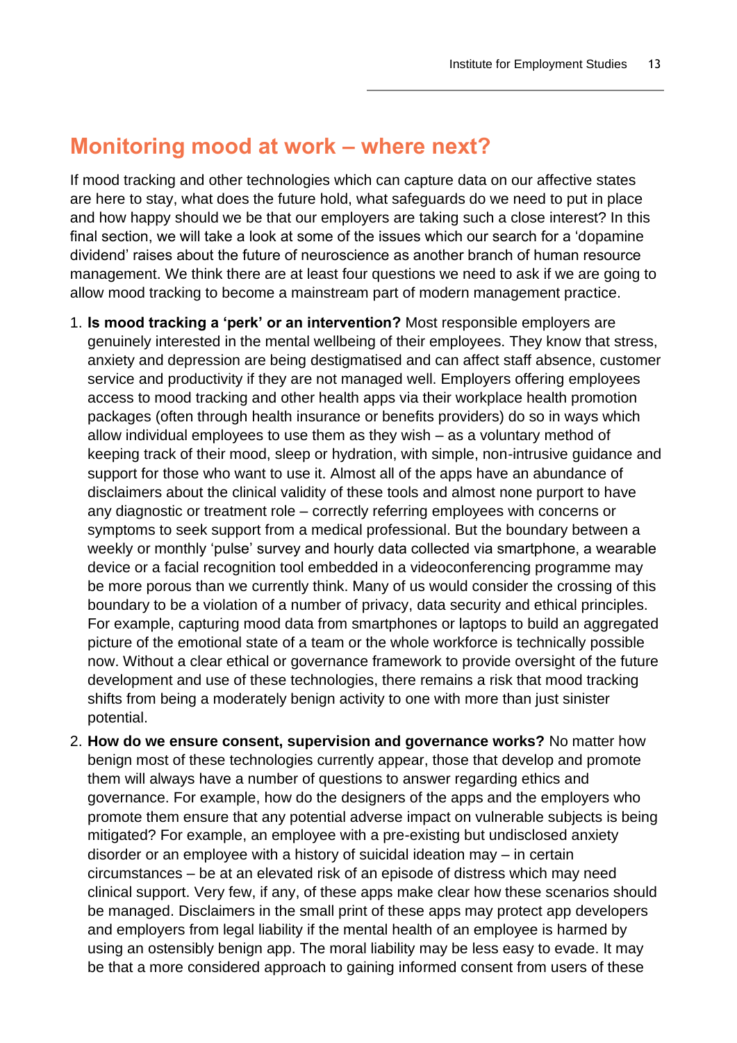## Monitoring mood at work – where next?

If mood tracking and other technologies which can capture data on our affective states are here to stay, what does the future hold, what safeguards do we need to put in place and how happy should we be that our employers are taking such a close interest? In this final section, we will take a look at some of the issues which our search for a 'dopamine dividend' raises about the future of neuroscience as another branch of human resource management. We think there are at least four questions we need to ask if we are going to allow mood tracking to become a mainstream part of modern management practice.

1. **Is mood tracking a 'perk' or an intervention?** Most responsible employers are genuinely interested in the mental wellbeing of their employees. They know that stress, anxiety and depression are being destigmatised and can affect staff absence, customer service and productivity if they are not managed well. Employers offering employees access to mood tracking and other health apps via their workplace health promotion packages (often through health insurance or benefits providers) do so in ways which allow individual employees to use them as they wish – as a voluntary method of keeping track of their mood, sleep or hydration, with simple, non-intrusive guidance and support for those who want to use it. Almost all of the apps have an abundance of disclaimers about the clinical validity of these tools and almost none purport to have any diagnostic or treatment role – correctly referring employees with concerns or symptoms to seek support from a medical professional. But the boundary between a weekly or monthly 'pulse' survey and hourly data collected via smartphone, a wearable device or a facial recognition tool embedded in a videoconferencing programme may be more porous than we currently think. Many of us would consider the crossing of this boundary to be a violation of a number of privacy, data security and ethical principles. For example, capturing mood data from smartphones or laptops to build an aggregated picture of the emotional state of a team or the whole workforce is technically possible now. Without a clear ethical or governance framework to provide oversight of the future development and use of these technologies, there remains a risk that mood tracking shifts from being a moderately benign activity to one with more than just sinister potential.
2. **How do we ensure consent, supervision and governance works?** No matter how benign most of these technologies currently appear, those that develop and promote them will always have a number of questions to answer regarding ethics and governance. For example, how do the designers of the apps and the employers who promote them ensure that any potential adverse impact on vulnerable subjects is being mitigated? For example, an employee with a pre-existing but undisclosed anxiety disorder or an employee with a history of suicidal ideation may – in certain circumstances – be at an elevated risk of an episode of distress which may need clinical support. Very few, if any, of these apps make clear how these scenarios should be managed. Disclaimers in the small print of these apps may protect app developers and employers from legal liability if the mental health of an employee is harmed by using an ostensibly benign app. The moral liability may be less easy to evade. It may be that a more considered approach to gaining informed consent from users of these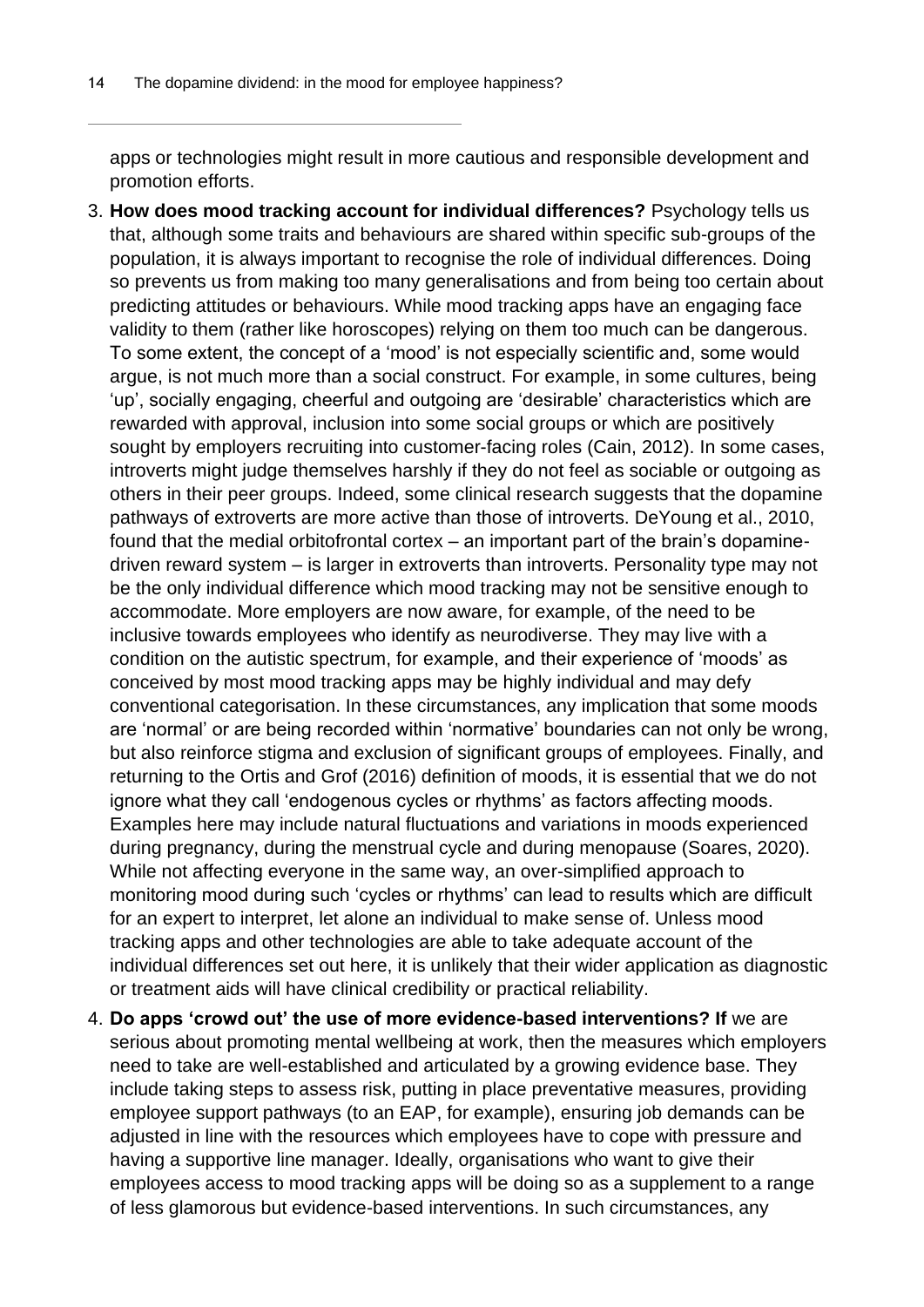apps or technologies might result in more cautious and responsible development and promotion efforts.

3. **How does mood tracking account for individual differences?** Psychology tells us that, although some traits and behaviours are shared within specific sub-groups of the population, it is always important to recognise the role of individual differences. Doing so prevents us from making too many generalisations and from being too certain about predicting attitudes or behaviours. While mood tracking apps have an engaging face validity to them (rather like horoscopes) relying on them too much can be dangerous. To some extent, the concept of a 'mood' is not especially scientific and, some would argue, is not much more than a social construct. For example, in some cultures, being 'up', socially engaging, cheerful and outgoing are 'desirable' characteristics which are rewarded with approval, inclusion into some social groups or which are positively sought by employers recruiting into customer-facing roles (Cain, 2012). In some cases, introverts might judge themselves harshly if they do not feel as sociable or outgoing as others in their peer groups. Indeed, some clinical research suggests that the dopamine pathways of extroverts are more active than those of introverts. DeYoung et al., 2010, found that the medial orbitofrontal cortex – an important part of the brain's dopamine-driven reward system – is larger in extroverts than introverts. Personality type may not be the only individual difference which mood tracking may not be sensitive enough to accommodate. More employers are now aware, for example, of the need to be inclusive towards employees who identify as neurodiverse. They may live with a condition on the autistic spectrum, for example, and their experience of 'moods' as conceived by most mood tracking apps may be highly individual and may defy conventional categorisation. In these circumstances, any implication that some moods are 'normal' or are being recorded within 'normative' boundaries can not only be wrong, but also reinforce stigma and exclusion of significant groups of employees. Finally, and returning to the Ortis and Grof (2016) definition of moods, it is essential that we do not ignore what they call 'endogenous cycles or rhythms' as factors affecting moods. Examples here may include natural fluctuations and variations in moods experienced during pregnancy, during the menstrual cycle and during menopause (Soares, 2020). While not affecting everyone in the same way, an over-simplified approach to monitoring mood during such 'cycles or rhythms' can lead to results which are difficult for an expert to interpret, let alone an individual to make sense of. Unless mood tracking apps and other technologies are able to take adequate account of the individual differences set out here, it is unlikely that their wider application as diagnostic or treatment aids will have clinical credibility or practical reliability.

4. **Do apps 'crowd out' the use of more evidence-based interventions? If** we are serious about promoting mental wellbeing at work, then the measures which employers need to take are well-established and articulated by a growing evidence base. They include taking steps to assess risk, putting in place preventative measures, providing employee support pathways (to an EAP, for example), ensuring job demands can be adjusted in line with the resources which employees have to cope with pressure and having a supportive line manager. Ideally, organisations who want to give their employees access to mood tracking apps will be doing so as a supplement to a range of less glamorous but evidence-based interventions. In such circumstances, any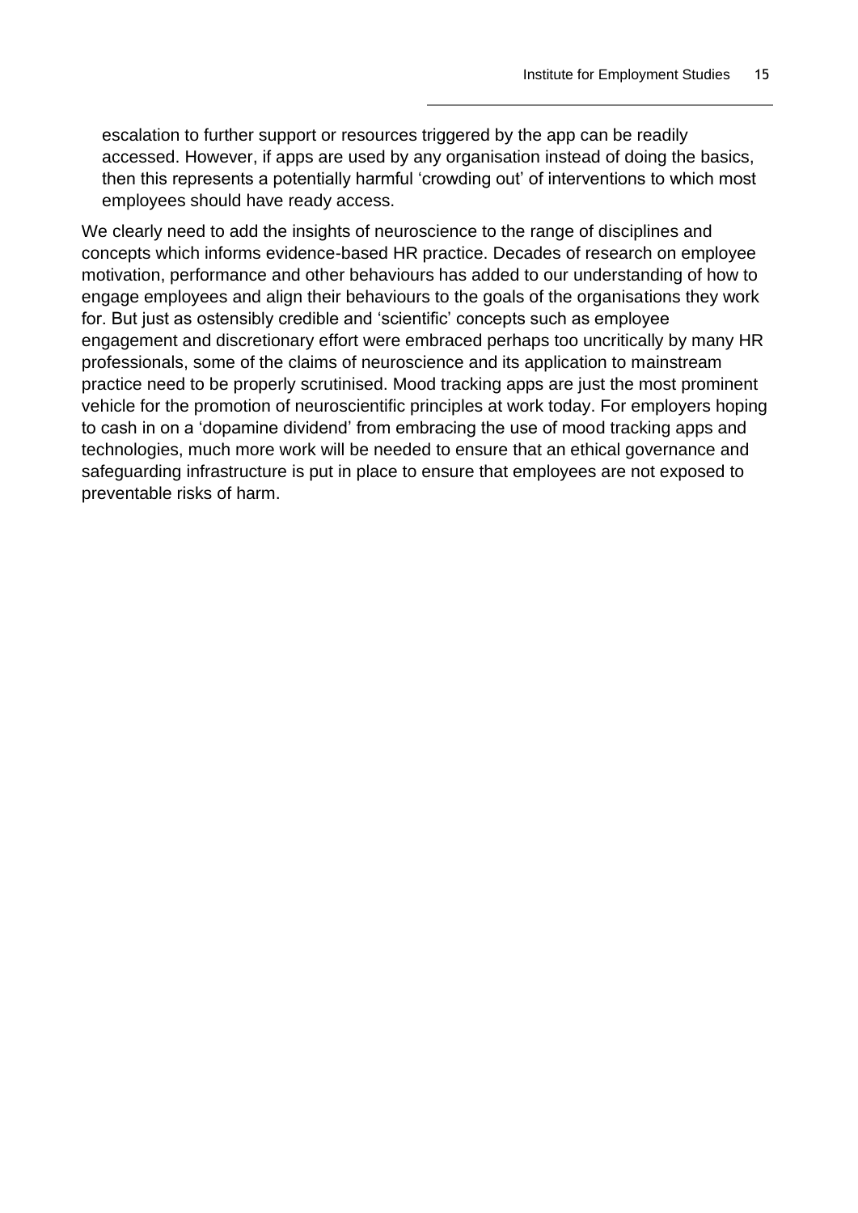escalation to further support or resources triggered by the app can be readily accessed. However, if apps are used by any organisation instead of doing the basics, then this represents a potentially harmful 'crowding out' of interventions to which most employees should have ready access.

We clearly need to add the insights of neuroscience to the range of disciplines and concepts which informs evidence-based HR practice. Decades of research on employee motivation, performance and other behaviours has added to our understanding of how to engage employees and align their behaviours to the goals of the organisations they work for. But just as ostensibly credible and 'scientific' concepts such as employee engagement and discretionary effort were embraced perhaps too uncritically by many HR professionals, some of the claims of neuroscience and its application to mainstream practice need to be properly scrutinised. Mood tracking apps are just the most prominent vehicle for the promotion of neuroscientific principles at work today. For employers hoping to cash in on a 'dopamine dividend' from embracing the use of mood tracking apps and technologies, much more work will be needed to ensure that an ethical governance and safeguarding infrastructure is put in place to ensure that employees are not exposed to preventable risks of harm.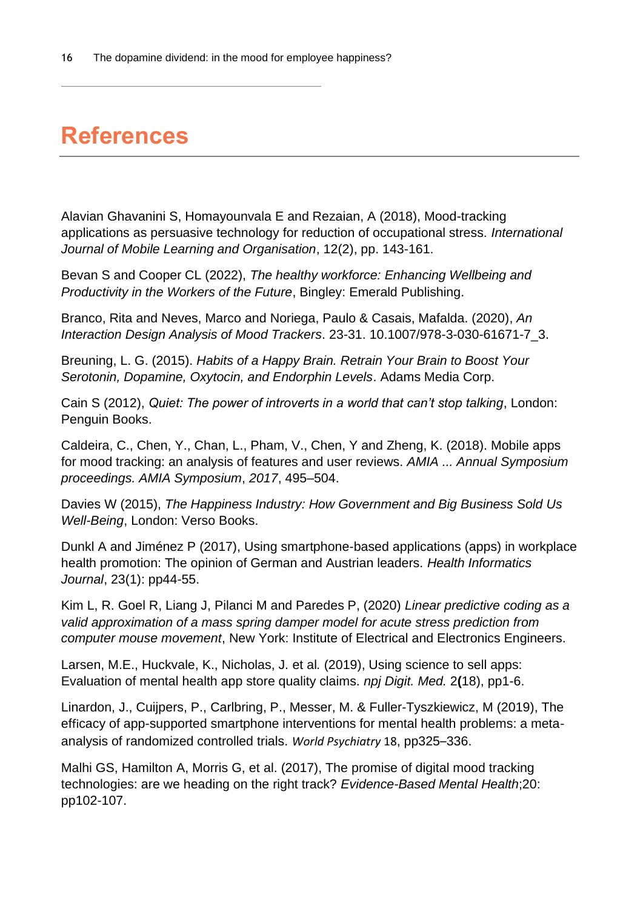# References

Alavian Ghavanini S, Homayounvala E and Rezaian, A (2018), Mood-tracking applications as persuasive technology for reduction of occupational stress. *International Journal of Mobile Learning and Organisation*, 12(2), pp. 143-161.

Bevan S and Cooper CL (2022), *The healthy workforce: Enhancing Wellbeing and Productivity in the Workers of the Future*, Bingley: Emerald Publishing.

Branco, Rita and Neves, Marco and Noriega, Paulo & Casais, Mafalda. (2020), *An Interaction Design Analysis of Mood Trackers*. 23-31. 10.1007/978-3-030-61671-7_3.

Breuning, L. G. (2015). *Habits of a Happy Brain. Retrain Your Brain to Boost Your Serotonin, Dopamine, Oxytocin, and Endorphin Levels*. Adams Media Corp.

Cain S (2012), *Quiet: The power of introverts in a world that can't stop talking*, London: Penguin Books.

Caldeira, C., Chen, Y., Chan, L., Pham, V., Chen, Y and Zheng, K. (2018). Mobile apps for mood tracking: an analysis of features and user reviews. *AMIA ... Annual Symposium proceedings. AMIA Symposium*, *2017*, 495–504.

Davies W (2015), *The Happiness Industry: How Government and Big Business Sold Us Well-Being*, London: Verso Books.

Dunkl A and Jiménez P (2017), Using smartphone-based applications (apps) in workplace health promotion: The opinion of German and Austrian leaders. *Health Informatics Journal*, 23(1): pp44-55.

Kim L, R. Goel R, Liang J, Pilanci M and Paredes P, (2020) *Linear predictive coding as a valid approximation of a mass spring damper model for acute stress prediction from computer mouse movement*, New York: Institute of Electrical and Electronics Engineers.

Larsen, M.E., Huckvale, K., Nicholas, J. et al*.* (2019), Using science to sell apps: Evaluation of mental health app store quality claims. *npj Digit. Med.* 2**(**18), pp1-6.

Linardon, J., Cuijpers, P., Carlbring, P., Messer, M. & Fuller-Tyszkiewicz, M (2019), The efficacy of app-supported smartphone interventions for mental health problems: a meta-analysis of randomized controlled trials. *World Psychiatry* 18, pp325–336.

Malhi GS, Hamilton A, Morris G, et al. (2017), The promise of digital mood tracking technologies: are we heading on the right track? *Evidence-Based Mental Health*;20: pp102-107.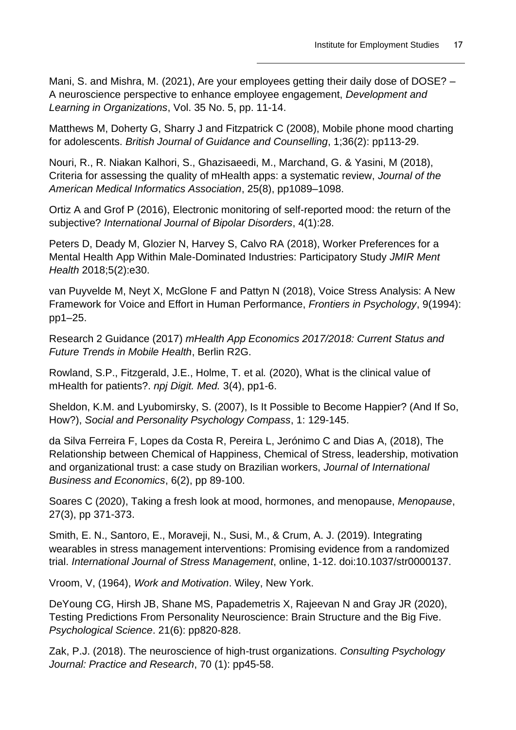Mani, S. and Mishra, M. (2021), Are your employees getting their daily dose of DOSE? – A neuroscience perspective to enhance employee engagement, *Development and Learning in Organizations*, Vol. 35 No. 5, pp. 11-14.

Matthews M, Doherty G, Sharry J and Fitzpatrick C (2008), Mobile phone mood charting for adolescents. *British Journal of Guidance and Counselling*, 1;36(2): pp113-29.

Nouri, R., R. Niakan Kalhori, S., Ghazisaeedi, M., Marchand, G. & Yasini, M (2018), Criteria for assessing the quality of mHealth apps: a systematic review, *Journal of the American Medical Informatics Association*, 25(8), pp1089–1098.

Ortiz A and Grof P (2016), Electronic monitoring of self-reported mood: the return of the subjective? *International Journal of Bipolar Disorders*, 4(1):28.

Peters D, Deady M, Glozier N, Harvey S, Calvo RA (2018), Worker Preferences for a Mental Health App Within Male-Dominated Industries: Participatory Study *JMIR Ment Health* 2018;5(2):e30.

van Puyvelde M, Neyt X, McGlone F and Pattyn N (2018), Voice Stress Analysis: A New Framework for Voice and Effort in Human Performance, *Frontiers in Psychology*, 9(1994): pp1–25.

Research 2 Guidance (2017) *mHealth App Economics 2017/2018: Current Status and Future Trends in Mobile Health*, Berlin R2G.

Rowland, S.P., Fitzgerald, J.E., Holme, T. et al*.* (2020), What is the clinical value of mHealth for patients?. *npj Digit. Med.* 3(4), pp1-6.

Sheldon, K.M. and Lyubomirsky, S. (2007), Is It Possible to Become Happier? (And If So, How?), *Social and Personality Psychology Compass*, 1: 129-145.

da Silva Ferreira F, Lopes da Costa R, Pereira L, Jerónimo C and Dias A, (2018), The Relationship between Chemical of Happiness, Chemical of Stress, leadership, motivation and organizational trust: a case study on Brazilian workers, *Journal of International Business and Economics*, 6(2), pp 89-100.

Soares C (2020), Taking a fresh look at mood, hormones, and menopause, *Menopause*, 27(3), pp 371-373.

Smith, E. N., Santoro, E., Moraveji, N., Susi, M., & Crum, A. J. (2019). Integrating wearables in stress management interventions: Promising evidence from a randomized trial. *International Journal of Stress Management*, online, 1-12. doi:10.1037/str0000137.

Vroom, V, (1964), *Work and Motivation*. Wiley, New York.

DeYoung CG, Hirsh JB, Shane MS, Papademetris X, Rajeevan N and Gray JR (2020), Testing Predictions From Personality Neuroscience: Brain Structure and the Big Five. *Psychological Science*. 21(6): pp820-828.

Zak, P.J. (2018). The neuroscience of high-trust organizations. *Consulting Psychology Journal: Practice and Research*, 70 (1): pp45-58.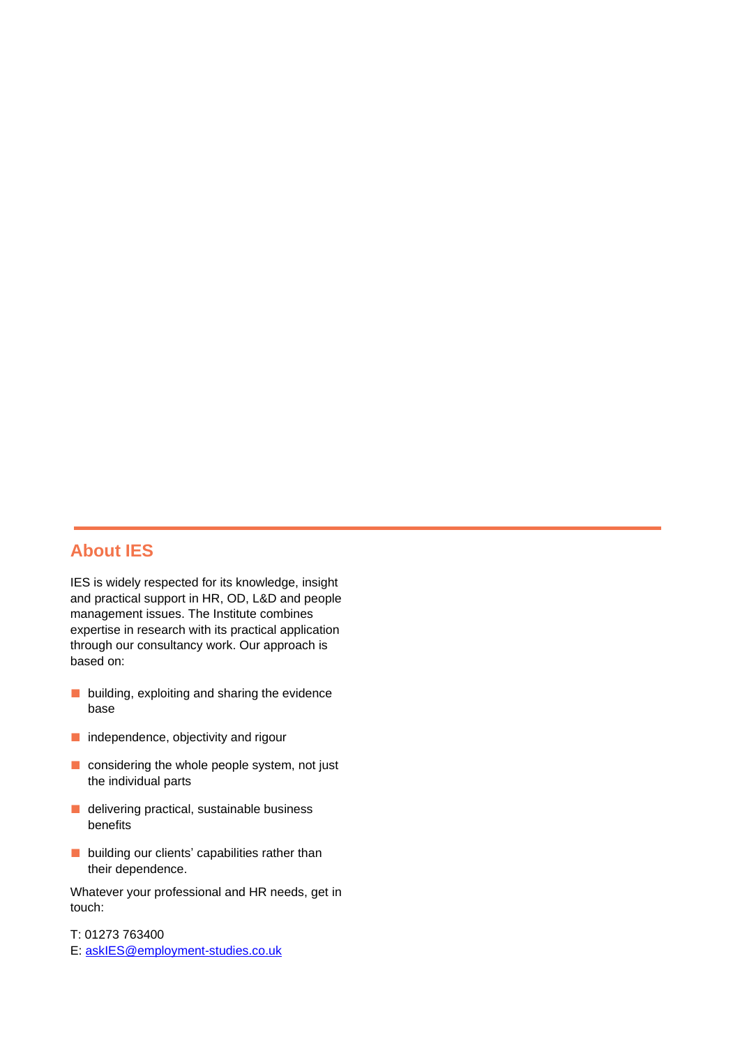## About IES

IES is widely respected for its knowledge, insight and practical support in HR, OD, L&D and people management issues. The Institute combines expertise in research with its practical application through our consultancy work. Our approach is based on:

- building, exploiting and sharing the evidence base
- independence, objectivity and rigour
- considering the whole people system, not just the individual parts
- delivering practical, sustainable business benefits
- building our clients' capabilities rather than their dependence.

Whatever your professional and HR needs, get in touch:

T: 01273 763400
E: askIES@employment-studies.co.uk